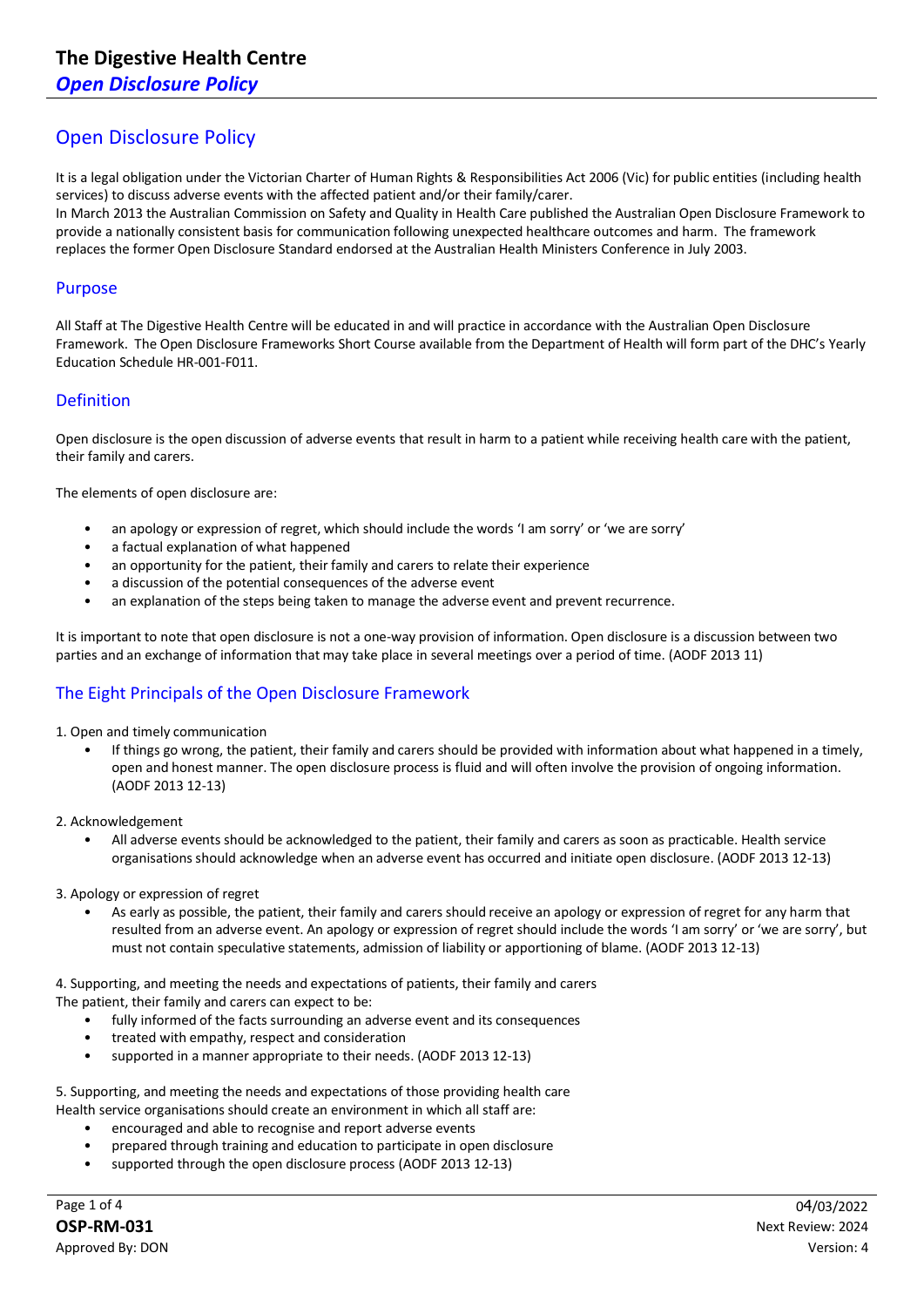# Open Disclosure Policy

It is a legal obligation under the Victorian Charter of Human Rights & Responsibilities Act 2006 (Vic) for public entities (including health services) to discuss adverse events with the affected patient and/or their family/carer.

In March 2013 the Australian Commission on Safety and Quality in Health Care published the Australian Open Disclosure Framework to provide a nationally consistent basis for communication following unexpected healthcare outcomes and harm. The framework replaces the former Open Disclosure Standard endorsed at the Australian Health Ministers Conference in July 2003.

## Purpose

All Staff at The Digestive Health Centre will be educated in and will practice in accordance with the Australian Open Disclosure Framework. The Open Disclosure Frameworks Short Course available from the Department of Health will form part of the DHC's Yearly Education Schedule HR-001-F011.

## Definition

Open disclosure is the open discussion of adverse events that result in harm to a patient while receiving health care with the patient, their family and carers.

The elements of open disclosure are:

- an apology or expression of regret, which should include the words 'I am sorry' or 'we are sorry'
- a factual explanation of what happened
- an opportunity for the patient, their family and carers to relate their experience
- a discussion of the potential consequences of the adverse event
- an explanation of the steps being taken to manage the adverse event and prevent recurrence.

It is important to note that open disclosure is not a one-way provision of information. Open disclosure is a discussion between two parties and an exchange of information that may take place in several meetings over a period of time. (AODF 2013 11)

## The Eight Principals of the Open Disclosure Framework

1. Open and timely communication
    - If things go wrong, the patient, their family and carers should be provided with information about what happened in a timely, open and honest manner. The open disclosure process is fluid and will often involve the provision of ongoing information. (AODF 2013 12-13)

2. Acknowledgement
    - All adverse events should be acknowledged to the patient, their family and carers as soon as practicable. Health service organisations should acknowledge when an adverse event has occurred and initiate open disclosure. (AODF 2013 12-13)

3. Apology or expression of regret
    - As early as possible, the patient, their family and carers should receive an apology or expression of regret for any harm that resulted from an adverse event. An apology or expression of regret should include the words 'I am sorry' or 'we are sorry', but must not contain speculative statements, admission of liability or apportioning of blame. (AODF 2013 12-13)

4. Supporting, and meeting the needs and expectations of patients, their family and carers

    The patient, their family and carers can expect to be:
    - fully informed of the facts surrounding an adverse event and its consequences
    - treated with empathy, respect and consideration
    - supported in a manner appropriate to their needs. (AODF 2013 12-13)

5. Supporting, and meeting the needs and expectations of those providing health care

    Health service organisations should create an environment in which all staff are:
    - encouraged and able to recognise and report adverse events
    - prepared through training and education to participate in open disclosure
    - supported through the open disclosure process (AODF 2013 12-13)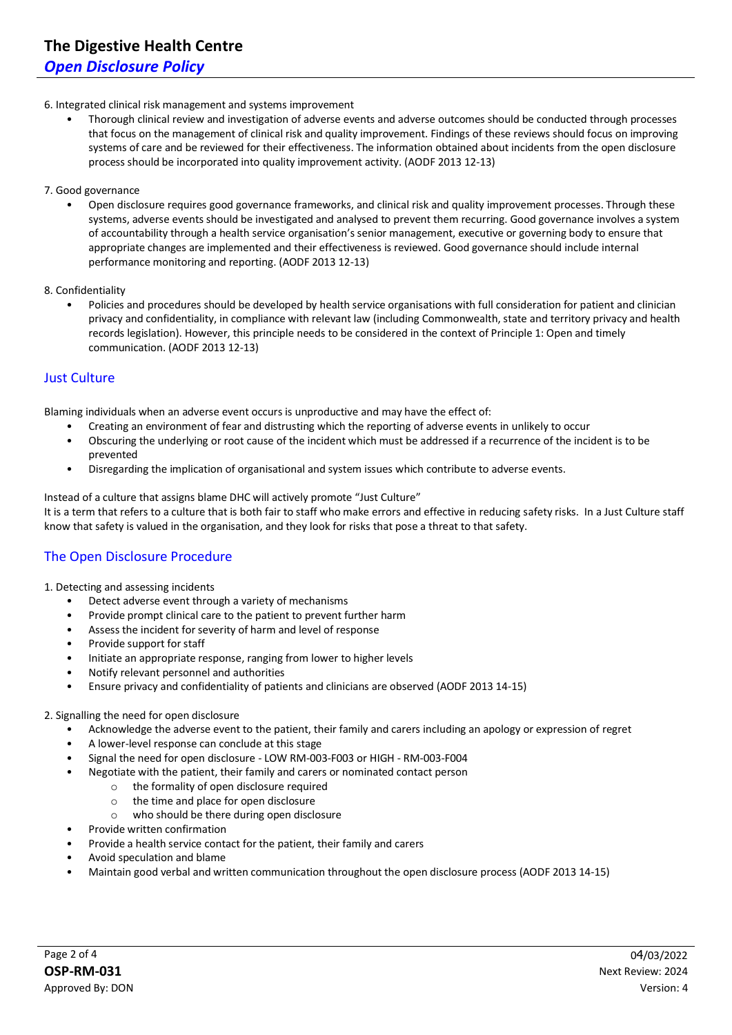6. Integrated clinical risk management and systems improvement

- Thorough clinical review and investigation of adverse events and adverse outcomes should be conducted through processes that focus on the management of clinical risk and quality improvement. Findings of these reviews should focus on improving systems of care and be reviewed for their effectiveness. The information obtained about incidents from the open disclosure process should be incorporated into quality improvement activity. (AODF 2013 12-13)

7. Good governance

- Open disclosure requires good governance frameworks, and clinical risk and quality improvement processes. Through these systems, adverse events should be investigated and analysed to prevent them recurring. Good governance involves a system of accountability through a health service organisation's senior management, executive or governing body to ensure that appropriate changes are implemented and their effectiveness is reviewed. Good governance should include internal performance monitoring and reporting. (AODF 2013 12-13)

8. Confidentiality

- Policies and procedures should be developed by health service organisations with full consideration for patient and clinician privacy and confidentiality, in compliance with relevant law (including Commonwealth, state and territory privacy and health records legislation). However, this principle needs to be considered in the context of Principle 1: Open and timely communication. (AODF 2013 12-13)

## Just Culture

Blaming individuals when an adverse event occurs is unproductive and may have the effect of:

- Creating an environment of fear and distrusting which the reporting of adverse events in unlikely to occur
- Obscuring the underlying or root cause of the incident which must be addressed if a recurrence of the incident is to be prevented
- Disregarding the implication of organisational and system issues which contribute to adverse events.

Instead of a culture that assigns blame DHC will actively promote "Just Culture"
It is a term that refers to a culture that is both fair to staff who make errors and effective in reducing safety risks. In a Just Culture staff know that safety is valued in the organisation, and they look for risks that pose a threat to that safety.

## The Open Disclosure Procedure

1. Detecting and assessing incidents

- Detect adverse event through a variety of mechanisms
- Provide prompt clinical care to the patient to prevent further harm
- Assess the incident for severity of harm and level of response
- Provide support for staff
- Initiate an appropriate response, ranging from lower to higher levels
- Notify relevant personnel and authorities
- Ensure privacy and confidentiality of patients and clinicians are observed (AODF 2013 14-15)

2. Signalling the need for open disclosure

- Acknowledge the adverse event to the patient, their family and carers including an apology or expression of regret
- A lower-level response can conclude at this stage
- Signal the need for open disclosure - LOW RM-003-F003 or HIGH - RM-003-F004
- Negotiate with the patient, their family and carers or nominated contact person
    - the formality of open disclosure required
    - the time and place for open disclosure
    - who should be there during open disclosure
- Provide written confirmation
- Provide a health service contact for the patient, their family and carers
- Avoid speculation and blame
- Maintain good verbal and written communication throughout the open disclosure process (AODF 2013 14-15)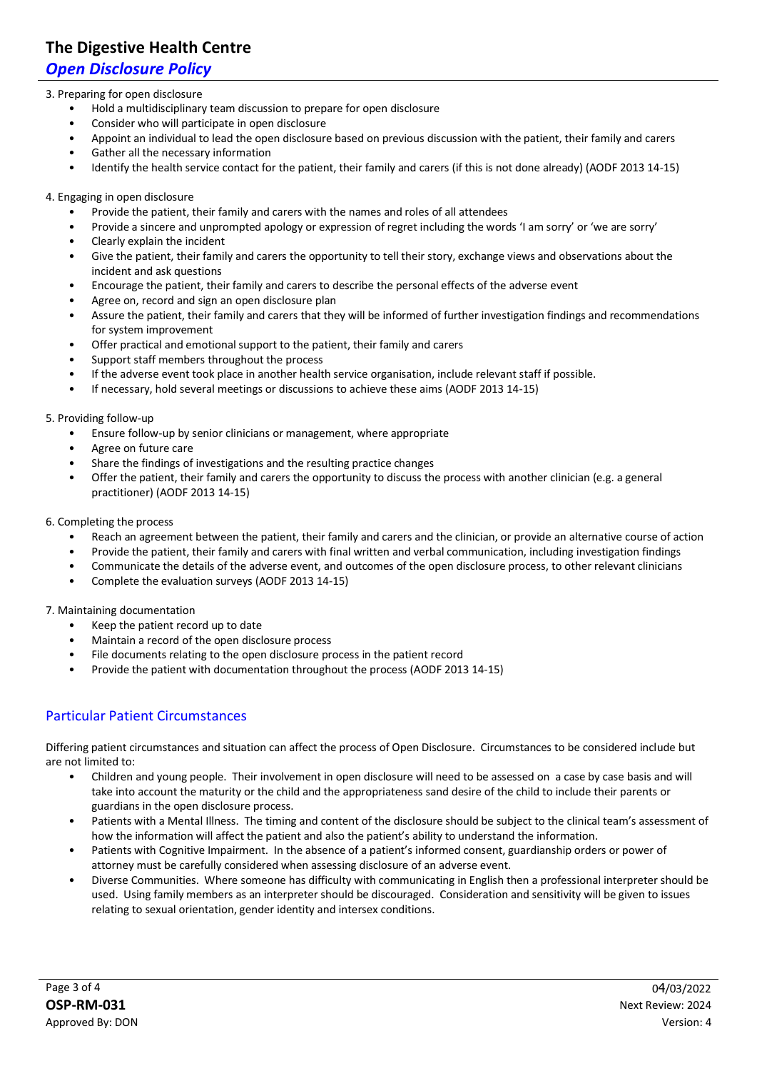3. Preparing for open disclosure
    - Hold a multidisciplinary team discussion to prepare for open disclosure
    - Consider who will participate in open disclosure
    - Appoint an individual to lead the open disclosure based on previous discussion with the patient, their family and carers
    - Gather all the necessary information
    - Identify the health service contact for the patient, their family and carers (if this is not done already) (AODF 2013 14-15)

4. Engaging in open disclosure
    - Provide the patient, their family and carers with the names and roles of all attendees
    - Provide a sincere and unprompted apology or expression of regret including the words 'I am sorry' or 'we are sorry'
    - Clearly explain the incident
    - Give the patient, their family and carers the opportunity to tell their story, exchange views and observations about the incident and ask questions
    - Encourage the patient, their family and carers to describe the personal effects of the adverse event
    - Agree on, record and sign an open disclosure plan
    - Assure the patient, their family and carers that they will be informed of further investigation findings and recommendations for system improvement
    - Offer practical and emotional support to the patient, their family and carers
    - Support staff members throughout the process
    - If the adverse event took place in another health service organisation, include relevant staff if possible.
    - If necessary, hold several meetings or discussions to achieve these aims (AODF 2013 14-15)

5. Providing follow-up
    - Ensure follow-up by senior clinicians or management, where appropriate
    - Agree on future care
    - Share the findings of investigations and the resulting practice changes
    - Offer the patient, their family and carers the opportunity to discuss the process with another clinician (e.g. a general practitioner) (AODF 2013 14-15)

6. Completing the process
    - Reach an agreement between the patient, their family and carers and the clinician, or provide an alternative course of action
    - Provide the patient, their family and carers with final written and verbal communication, including investigation findings
    - Communicate the details of the adverse event, and outcomes of the open disclosure process, to other relevant clinicians
    - Complete the evaluation surveys (AODF 2013 14-15)

7. Maintaining documentation
    - Keep the patient record up to date
    - Maintain a record of the open disclosure process
    - File documents relating to the open disclosure process in the patient record
    - Provide the patient with documentation throughout the process (AODF 2013 14-15)

## Particular Patient Circumstances

Differing patient circumstances and situation can affect the process of Open Disclosure. Circumstances to be considered include but are not limited to:

- Children and young people. Their involvement in open disclosure will need to be assessed on a case by case basis and will take into account the maturity or the child and the appropriateness sand desire of the child to include their parents or guardians in the open disclosure process.
- Patients with a Mental Illness. The timing and content of the disclosure should be subject to the clinical team's assessment of how the information will affect the patient and also the patient's ability to understand the information.
- Patients with Cognitive Impairment. In the absence of a patient's informed consent, guardianship orders or power of attorney must be carefully considered when assessing disclosure of an adverse event.
- Diverse Communities. Where someone has difficulty with communicating in English then a professional interpreter should be used. Using family members as an interpreter should be discouraged. Consideration and sensitivity will be given to issues relating to sexual orientation, gender identity and intersex conditions.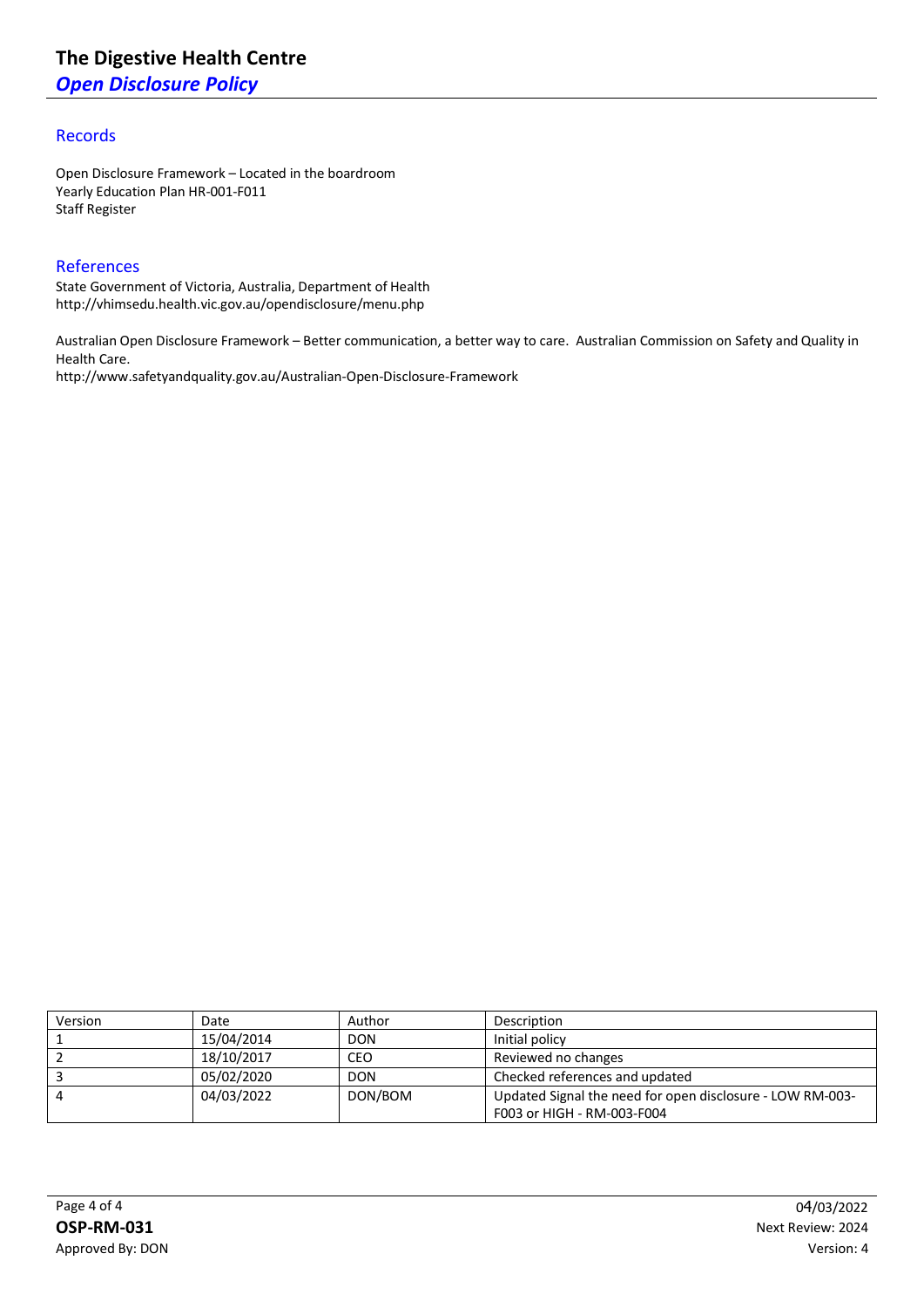## Records

Open Disclosure Framework – Located in the boardroom
Yearly Education Plan HR-001-F011
Staff Register

## References

State Government of Victoria, Australia, Department of Health
http://vhimsedu.health.vic.gov.au/opendisclosure/menu.php

Australian Open Disclosure Framework – Better communication, a better way to care. Australian Commission on Safety and Quality in Health Care.
http://www.safetyandquality.gov.au/Australian-Open-Disclosure-Framework

| Version | Date | Author | Description |
|---|---|---|---|
| 1 | 15/04/2014 | DON | Initial policy |
| 2 | 18/10/2017 | CEO | Reviewed no changes |
| 3 | 05/02/2020 | DON | Checked references and updated |
| 4 | 04/03/2022 | DON/BOM | Updated Signal the need for open disclosure - LOW RM-003-F003 or HIGH - RM-003-F004 |